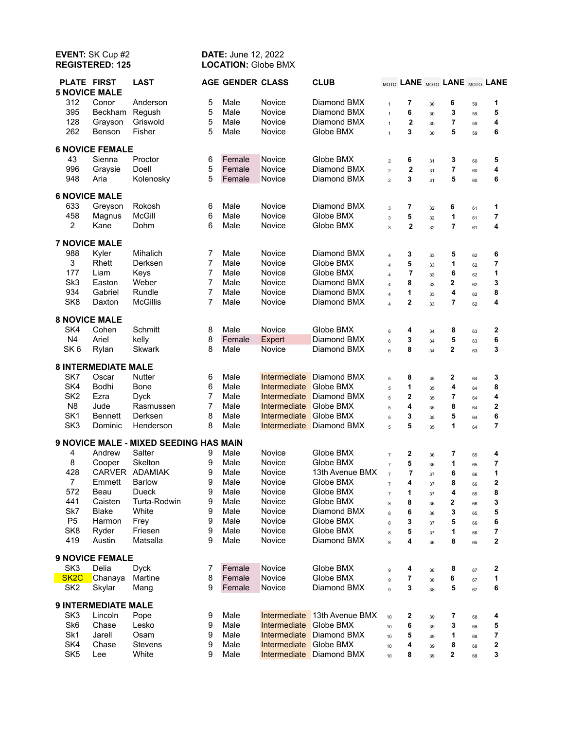**EVENT:** SK Cup #2
**REGISTERED: 125**

**DATE:** June 12, 2022
**LOCATION:** Globe BMX

| PLATE | FIRST | LAST | AGE | GENDER | CLASS | CLUB | MOTO | LANE | MOTO | LANE | MOTO | LANE |
|---|---|---|---|---|---|---|---|---|---|---|---|---|
| **5 NOVICE MALE** | | | | | | | | | | | | |
| 312 | Conor | Anderson | 5 | Male | Novice | Diamond BMX | 1 | 7 | 30 | 6 | 59 | 1 |
| 395 | Beckham | Regush | 5 | Male | Novice | Diamond BMX | 1 | 6 | 30 | 3 | 59 | 5 |
| 128 | Grayson | Griswold | 5 | Male | Novice | Diamond BMX | 1 | 2 | 30 | 7 | 59 | 4 |
| 262 | Benson | Fisher | 5 | Male | Novice | Globe BMX | 1 | 3 | 30 | 5 | 59 | 6 |
| **6 NOVICE FEMALE** | | | | | | | | | | | | |
| 43 | Sienna | Proctor | 6 | Female | Novice | Globe BMX | 2 | 6 | 31 | 3 | 60 | 5 |
| 996 | Graysie | Doell | 5 | Female | Novice | Diamond BMX | 2 | 2 | 31 | 7 | 60 | 4 |
| 948 | Aria | Kolenosky | 5 | Female | Novice | Diamond BMX | 2 | 3 | 31 | 5 | 60 | 6 |
| **6 NOVICE MALE** | | | | | | | | | | | | |
| 633 | Greyson | Rokosh | 6 | Male | Novice | Diamond BMX | 3 | 7 | 32 | 6 | 61 | 1 |
| 458 | Magnus | McGill | 6 | Male | Novice | Globe BMX | 3 | 5 | 32 | 1 | 61 | 7 |
| 2 | Kane | Dohm | 6 | Male | Novice | Globe BMX | 3 | 2 | 32 | 7 | 61 | 4 |
| **7 NOVICE MALE** | | | | | | | | | | | | |
| 988 | Kyler | Mihalich | 7 | Male | Novice | Diamond BMX | 4 | 3 | 33 | 5 | 62 | 6 |
| 3 | Rhett | Derksen | 7 | Male | Novice | Globe BMX | 4 | 5 | 33 | 1 | 62 | 7 |
| 177 | Liam | Keys | 7 | Male | Novice | Globe BMX | 4 | 7 | 33 | 6 | 62 | 1 |
| Sk3 | Easton | Weber | 7 | Male | Novice | Diamond BMX | 4 | 8 | 33 | 2 | 62 | 3 |
| 934 | Gabriel | Rundle | 7 | Male | Novice | Diamond BMX | 4 | 1 | 33 | 4 | 62 | 8 |
| SK8 | Daxton | McGillis | 7 | Male | Novice | Diamond BMX | 4 | 2 | 33 | 7 | 62 | 4 |
| **8 NOVICE MALE** | | | | | | | | | | | | |
| SK4 | Cohen | Schmitt | 8 | Male | Novice | Globe BMX | 6 | 4 | 34 | 8 | 63 | 2 |
| N4 | Ariel | kelly | 8 | Female | Expert | Diamond BMX | 6 | 3 | 34 | 5 | 63 | 6 |
| SK 6 | Rylan | Skwark | 8 | Male | Novice | Diamond BMX | 6 | 8 | 34 | 2 | 63 | 3 |
| **8 INTERMEDIATE MALE** | | | | | | | | | | | | |
| SK7 | Oscar | Nutter | 6 | Male | Intermediate | Diamond BMX | 5 | 8 | 35 | 2 | 64 | 3 |
| SK4 | Bodhi | Bone | 6 | Male | Intermediate | Globe BMX | 5 | 1 | 35 | 4 | 64 | 8 |
| SK2 | Ezra | Dyck | 7 | Male | Intermediate | Diamond BMX | 5 | 2 | 35 | 7 | 64 | 4 |
| N8 | Jude | Rasmussen | 7 | Male | Intermediate | Globe BMX | 5 | 4 | 35 | 8 | 64 | 2 |
| SK1 | Bennett | Derksen | 8 | Male | Intermediate | Globe BMX | 5 | 3 | 35 | 5 | 64 | 6 |
| SK3 | Dominic | Henderson | 8 | Male | Intermediate | Diamond BMX | 5 | 5 | 35 | 1 | 64 | 7 |
| **9 NOVICE MALE - MIXED SEEDING HAS MAIN** | | | | | | | | | | | | |
| 4 | Andrew | Salter | 9 | Male | Novice | Globe BMX | 7 | 2 | 36 | 7 | 65 | 4 |
| 8 | Cooper | Skelton | 9 | Male | Novice | Globe BMX | 7 | 5 | 36 | 1 | 65 | 7 |
| 428 | CARVER | ADAMIAK | 9 | Male | Novice | 13th Avenue BMX | 7 | 7 | 37 | 6 | 66 | 1 |
| 7 | Emmett | Barlow | 9 | Male | Novice | Globe BMX | 7 | 4 | 37 | 8 | 66 | 2 |
| 572 | Beau | Dueck | 9 | Male | Novice | Globe BMX | 7 | 1 | 37 | 4 | 65 | 8 |
| 441 | Caisten | Turta-Rodwin | 9 | Male | Novice | Globe BMX | 8 | 8 | 36 | 2 | 66 | 3 |
| Sk7 | Blake | White | 9 | Male | Novice | Diamond BMX | 8 | 6 | 36 | 3 | 65 | 5 |
| P5 | Harmon | Frey | 9 | Male | Novice | Globe BMX | 8 | 3 | 37 | 5 | 66 | 6 |
| SK8 | Ryder | Friesen | 9 | Male | Novice | Globe BMX | 8 | 5 | 37 | 1 | 66 | 7 |
| 419 | Austin | Matsalla | 9 | Male | Novice | Diamond BMX | 8 | 4 | 36 | 8 | 65 | 2 |
| **9 NOVICE FEMALE** | | | | | | | | | | | | |
| SK3 | Delia | Dyck | 7 | Female | Novice | Globe BMX | 9 | 4 | 38 | 8 | 67 | 2 |
| SK2C | Chanaya | Martine | 8 | Female | Novice | Globe BMX | 9 | 7 | 38 | 6 | 67 | 1 |
| SK2 | Skylar | Mang | 9 | Female | Novice | Diamond BMX | 9 | 3 | 38 | 5 | 67 | 6 |
| **9 INTERMEDIATE MALE** | | | | | | | | | | | | |
| SK3 | Lincoln | Pope | 9 | Male | Intermediate | 13th Avenue BMX | 10 | 2 | 39 | 7 | 68 | 4 |
| Sk6 | Chase | Lesko | 9 | Male | Intermediate | Globe BMX | 10 | 6 | 39 | 3 | 68 | 5 |
| Sk1 | Jarell | Osam | 9 | Male | Intermediate | Diamond BMX | 10 | 5 | 39 | 1 | 68 | 7 |
| SK4 | Chase | Stevens | 9 | Male | Intermediate | Globe BMX | 10 | 4 | 39 | 8 | 68 | 2 |
| SK5 | Lee | White | 9 | Male | Intermediate | Diamond BMX | 10 | 8 | 39 | 2 | 68 | 3 |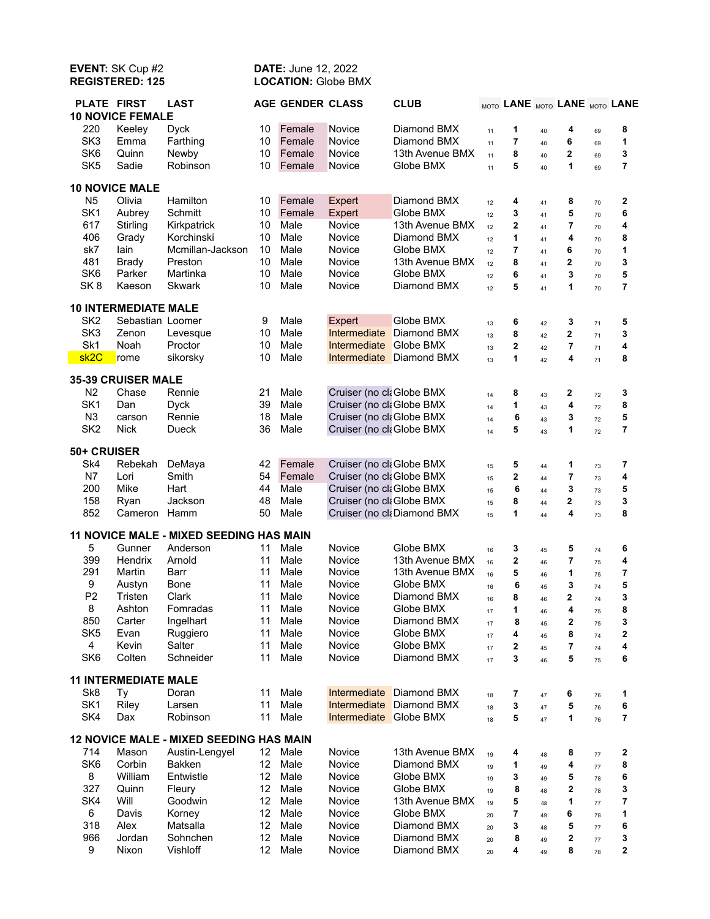**EVENT:** SK Cup #2
**REGISTERED: 125**

**DATE:** June 12, 2022
**LOCATION:** Globe BMX

| PLATE | FIRST | LAST | AGE | GENDER | CLASS | CLUB | MOTO | LANE | MOTO | LANE | MOTO | LANE |
|---|---|---|---|---|---|---|---|---|---|---|---|---|
| **10 NOVICE FEMALE** | | | | | | | | | | | | |
| 220 | Keeley | Dyck | 10 | Female | Novice | Diamond BMX | 11 | 1 | 40 | 4 | 69 | 8 |
| SK3 | Emma | Farthing | 10 | Female | Novice | Diamond BMX | 11 | 7 | 40 | 6 | 69 | 1 |
| SK6 | Quinn | Newby | 10 | Female | Novice | 13th Avenue BMX | 11 | 8 | 40 | 2 | 69 | 3 |
| SK5 | Sadie | Robinson | 10 | Female | Novice | Globe BMX | 11 | 5 | 40 | 1 | 69 | 7 |
| **10 NOVICE MALE** | | | | | | | | | | | | |
| N5 | Olivia | Hamilton | 10 | Female | Expert | Diamond BMX | 12 | 4 | 41 | 8 | 70 | 2 |
| SK1 | Aubrey | Schmitt | 10 | Female | Expert | Globe BMX | 12 | 3 | 41 | 5 | 70 | 6 |
| 617 | Stirling | Kirkpatrick | 10 | Male | Novice | 13th Avenue BMX | 12 | 2 | 41 | 7 | 70 | 4 |
| 406 | Grady | Korchinski | 10 | Male | Novice | Diamond BMX | 12 | 1 | 41 | 4 | 70 | 8 |
| sk7 | Iain | Mcmillan-Jackson | 10 | Male | Novice | Globe BMX | 12 | 7 | 41 | 6 | 70 | 1 |
| 481 | Brady | Preston | 10 | Male | Novice | 13th Avenue BMX | 12 | 8 | 41 | 2 | 70 | 3 |
| SK6 | Parker | Martinka | 10 | Male | Novice | Globe BMX | 12 | 6 | 41 | 3 | 70 | 5 |
| SK 8 | Kaeson | Skwark | 10 | Male | Novice | Diamond BMX | 12 | 5 | 41 | 1 | 70 | 7 |
| **10 INTERMEDIATE MALE** | | | | | | | | | | | | |
| SK2 | Sebastian | Loomer | 9 | Male | Expert | Globe BMX | 13 | 6 | 42 | 3 | 71 | 5 |
| SK3 | Zenon | Levesque | 10 | Male | Intermediate | Diamond BMX | 13 | 8 | 42 | 2 | 71 | 3 |
| Sk1 | Noah | Proctor | 10 | Male | Intermediate | Globe BMX | 13 | 2 | 42 | 7 | 71 | 4 |
| sk2C | rome | sikorsky | 10 | Male | Intermediate | Diamond BMX | 13 | 1 | 42 | 4 | 71 | 8 |
| **35-39 CRUISER MALE** | | | | | | | | | | | | |
| N2 | Chase | Rennie | 21 | Male | Cruiser (no cl | Globe BMX | 14 | 8 | 43 | 2 | 72 | 3 |
| SK1 | Dan | Dyck | 39 | Male | Cruiser (no cl | Globe BMX | 14 | 1 | 43 | 4 | 72 | 8 |
| N3 | carson | Rennie | 18 | Male | Cruiser (no cl | Globe BMX | 14 | 6 | 43 | 3 | 72 | 5 |
| SK2 | Nick | Dueck | 36 | Male | Cruiser (no cl | Globe BMX | 14 | 5 | 43 | 1 | 72 | 7 |
| **50+ CRUISER** | | | | | | | | | | | | |
| Sk4 | Rebekah | DeMaya | 42 | Female | Cruiser (no cl | Globe BMX | 15 | 5 | 44 | 1 | 73 | 7 |
| N7 | Lori | Smith | 54 | Female | Cruiser (no cl | Globe BMX | 15 | 2 | 44 | 7 | 73 | 4 |
| 200 | Mike | Hart | 44 | Male | Cruiser (no cl | Globe BMX | 15 | 6 | 44 | 3 | 73 | 5 |
| 158 | Ryan | Jackson | 48 | Male | Cruiser (no cl | Globe BMX | 15 | 8 | 44 | 2 | 73 | 3 |
| 852 | Cameron | Hamm | 50 | Male | Cruiser (no cl | Diamond BMX | 15 | 1 | 44 | 4 | 73 | 8 |
| **11 NOVICE MALE - MIXED SEEDING HAS MAIN** | | | | | | | | | | | | |
| 5 | Gunner | Anderson | 11 | Male | Novice | Globe BMX | 16 | 3 | 45 | 5 | 74 | 6 |
| 399 | Hendrix | Arnold | 11 | Male | Novice | 13th Avenue BMX | 16 | 2 | 46 | 7 | 75 | 4 |
| 291 | Martin | Barr | 11 | Male | Novice | 13th Avenue BMX | 16 | 5 | 46 | 1 | 75 | 7 |
| 9 | Austyn | Bone | 11 | Male | Novice | Globe BMX | 16 | 6 | 45 | 3 | 74 | 5 |
| P2 | Tristen | Clark | 11 | Male | Novice | Diamond BMX | 16 | 8 | 46 | 2 | 74 | 3 |
| 8 | Ashton | Fomradas | 11 | Male | Novice | Globe BMX | 17 | 1 | 46 | 4 | 75 | 8 |
| 850 | Carter | Ingelhart | 11 | Male | Novice | Diamond BMX | 17 | 8 | 45 | 2 | 75 | 3 |
| SK5 | Evan | Ruggiero | 11 | Male | Novice | Globe BMX | 17 | 4 | 45 | 8 | 74 | 2 |
| 4 | Kevin | Salter | 11 | Male | Novice | Globe BMX | 17 | 2 | 45 | 7 | 74 | 4 |
| SK6 | Colten | Schneider | 11 | Male | Novice | Diamond BMX | 17 | 3 | 46 | 5 | 75 | 6 |
| **11 INTERMEDIATE MALE** | | | | | | | | | | | | |
| Sk8 | Ty | Doran | 11 | Male | Intermediate | Diamond BMX | 18 | 7 | 47 | 6 | 76 | 1 |
| SK1 | Riley | Larsen | 11 | Male | Intermediate | Diamond BMX | 18 | 3 | 47 | 5 | 76 | 6 |
| SK4 | Dax | Robinson | 11 | Male | Intermediate | Globe BMX | 18 | 5 | 47 | 1 | 76 | 7 |
| **12 NOVICE MALE - MIXED SEEDING HAS MAIN** | | | | | | | | | | | | |
| 714 | Mason | Austin-Lengyel | 12 | Male | Novice | 13th Avenue BMX | 19 | 4 | 48 | 8 | 77 | 2 |
| SK6 | Corbin | Bakken | 12 | Male | Novice | Diamond BMX | 19 | 1 | 49 | 4 | 77 | 8 |
| 8 | William | Entwistle | 12 | Male | Novice | Globe BMX | 19 | 3 | 49 | 5 | 78 | 6 |
| 327 | Quinn | Fleury | 12 | Male | Novice | Globe BMX | 19 | 8 | 48 | 2 | 78 | 3 |
| SK4 | Will | Goodwin | 12 | Male | Novice | 13th Avenue BMX | 19 | 5 | 48 | 1 | 77 | 7 |
| 6 | Davis | Korney | 12 | Male | Novice | Globe BMX | 20 | 7 | 49 | 6 | 78 | 1 |
| 318 | Alex | Matsalla | 12 | Male | Novice | Diamond BMX | 20 | 3 | 48 | 5 | 77 | 6 |
| 966 | Jordan | Sohnchen | 12 | Male | Novice | Diamond BMX | 20 | 8 | 49 | 2 | 77 | 3 |
| 9 | Nixon | Vishloff | 12 | Male | Novice | Diamond BMX | 20 | 4 | 49 | 8 | 78 | 2 |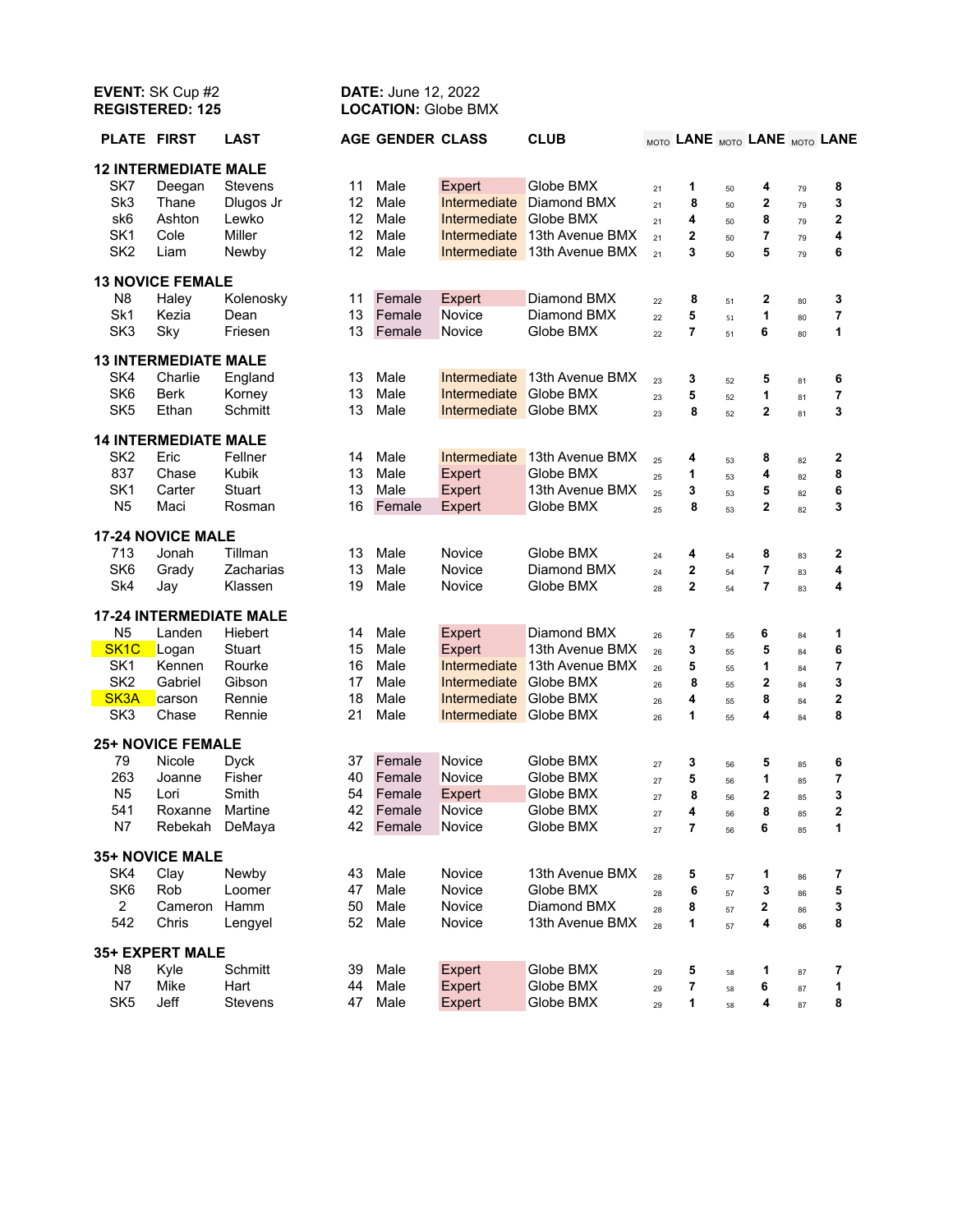**EVENT:** SK Cup #2
**REGISTERED: 125**

**DATE:** June 12, 2022
**LOCATION:** Globe BMX

| PLATE | FIRST | LAST | AGE | GENDER | CLASS | CLUB | MOTO | LANE | MOTO | LANE | MOTO | LANE |
|---|---|---|---|---|---|---|---|---|---|---|---|---|
| **12 INTERMEDIATE MALE** | | | | | | | | | | | | |
| SK7 | Deegan | Stevens | 11 | Male | Expert | Globe BMX | 21 | 1 | 50 | 4 | 79 | 8 |
| Sk3 | Thane | Dlugos Jr | 12 | Male | Intermediate | Diamond BMX | 21 | 8 | 50 | 2 | 79 | 3 |
| sk6 | Ashton | Lewko | 12 | Male | Intermediate | Globe BMX | 21 | 4 | 50 | 8 | 79 | 2 |
| SK1 | Cole | Miller | 12 | Male | Intermediate | 13th Avenue BMX | 21 | 2 | 50 | 7 | 79 | 4 |
| SK2 | Liam | Newby | 12 | Male | Intermediate | 13th Avenue BMX | 21 | 3 | 50 | 5 | 79 | 6 |
| **13 NOVICE FEMALE** | | | | | | | | | | | | |
| N8 | Haley | Kolenosky | 11 | Female | Expert | Diamond BMX | 22 | 8 | 51 | 2 | 80 | 3 |
| Sk1 | Kezia | Dean | 13 | Female | Novice | Diamond BMX | 22 | 5 | 51 | 1 | 80 | 7 |
| SK3 | Sky | Friesen | 13 | Female | Novice | Globe BMX | 22 | 7 | 51 | 6 | 80 | 1 |
| **13 INTERMEDIATE MALE** | | | | | | | | | | | | |
| SK4 | Charlie | England | 13 | Male | Intermediate | 13th Avenue BMX | 23 | 3 | 52 | 5 | 81 | 6 |
| SK6 | Berk | Korney | 13 | Male | Intermediate | Globe BMX | 23 | 5 | 52 | 1 | 81 | 7 |
| SK5 | Ethan | Schmitt | 13 | Male | Intermediate | Globe BMX | 23 | 8 | 52 | 2 | 81 | 3 |
| **14 INTERMEDIATE MALE** | | | | | | | | | | | | |
| SK2 | Eric | Fellner | 14 | Male | Intermediate | 13th Avenue BMX | 25 | 4 | 53 | 8 | 82 | 2 |
| 837 | Chase | Kubik | 13 | Male | Expert | Globe BMX | 25 | 1 | 53 | 4 | 82 | 8 |
| SK1 | Carter | Stuart | 13 | Male | Expert | 13th Avenue BMX | 25 | 3 | 53 | 5 | 82 | 6 |
| N5 | Maci | Rosman | 16 | Female | Expert | Globe BMX | 25 | 8 | 53 | 2 | 82 | 3 |
| **17-24 NOVICE MALE** | | | | | | | | | | | | |
| 713 | Jonah | Tillman | 13 | Male | Novice | Globe BMX | 24 | 4 | 54 | 8 | 83 | 2 |
| SK6 | Grady | Zacharias | 13 | Male | Novice | Diamond BMX | 24 | 2 | 54 | 7 | 83 | 4 |
| Sk4 | Jay | Klassen | 19 | Male | Novice | Globe BMX | 28 | 2 | 54 | 7 | 83 | 4 |
| **17-24 INTERMEDIATE MALE** | | | | | | | | | | | | |
| N5 | Landen | Hiebert | 14 | Male | Expert | Diamond BMX | 26 | 7 | 55 | 6 | 84 | 1 |
| SK1C | Logan | Stuart | 15 | Male | Expert | 13th Avenue BMX | 26 | 3 | 55 | 5 | 84 | 6 |
| SK1 | Kennen | Rourke | 16 | Male | Intermediate | 13th Avenue BMX | 26 | 5 | 55 | 1 | 84 | 7 |
| SK2 | Gabriel | Gibson | 17 | Male | Intermediate | Globe BMX | 26 | 8 | 55 | 2 | 84 | 3 |
| SK3A | carson | Rennie | 18 | Male | Intermediate | Globe BMX | 26 | 4 | 55 | 8 | 84 | 2 |
| SK3 | Chase | Rennie | 21 | Male | Intermediate | Globe BMX | 26 | 1 | 55 | 4 | 84 | 8 |
| **25+ NOVICE FEMALE** | | | | | | | | | | | | |
| 79 | Nicole | Dyck | 37 | Female | Novice | Globe BMX | 27 | 3 | 56 | 5 | 85 | 6 |
| 263 | Joanne | Fisher | 40 | Female | Novice | Globe BMX | 27 | 5 | 56 | 1 | 85 | 7 |
| N5 | Lori | Smith | 54 | Female | Expert | Globe BMX | 27 | 8 | 56 | 2 | 85 | 3 |
| 541 | Roxanne | Martine | 42 | Female | Novice | Globe BMX | 27 | 4 | 56 | 8 | 85 | 2 |
| N7 | Rebekah | DeMaya | 42 | Female | Novice | Globe BMX | 27 | 7 | 56 | 6 | 85 | 1 |
| **35+ NOVICE MALE** | | | | | | | | | | | | |
| SK4 | Clay | Newby | 43 | Male | Novice | 13th Avenue BMX | 28 | 5 | 57 | 1 | 86 | 7 |
| SK6 | Rob | Loomer | 47 | Male | Novice | Globe BMX | 28 | 6 | 57 | 3 | 86 | 5 |
| 2 | Cameron | Hamm | 50 | Male | Novice | Diamond BMX | 28 | 8 | 57 | 2 | 86 | 3 |
| 542 | Chris | Lengyel | 52 | Male | Novice | 13th Avenue BMX | 28 | 1 | 57 | 4 | 86 | 8 |
| **35+ EXPERT MALE** | | | | | | | | | | | | |
| N8 | Kyle | Schmitt | 39 | Male | Expert | Globe BMX | 29 | 5 | 58 | 1 | 87 | 7 |
| N7 | Mike | Hart | 44 | Male | Expert | Globe BMX | 29 | 7 | 58 | 6 | 87 | 1 |
| SK5 | Jeff | Stevens | 47 | Male | Expert | Globe BMX | 29 | 1 | 58 | 4 | 87 | 8 |